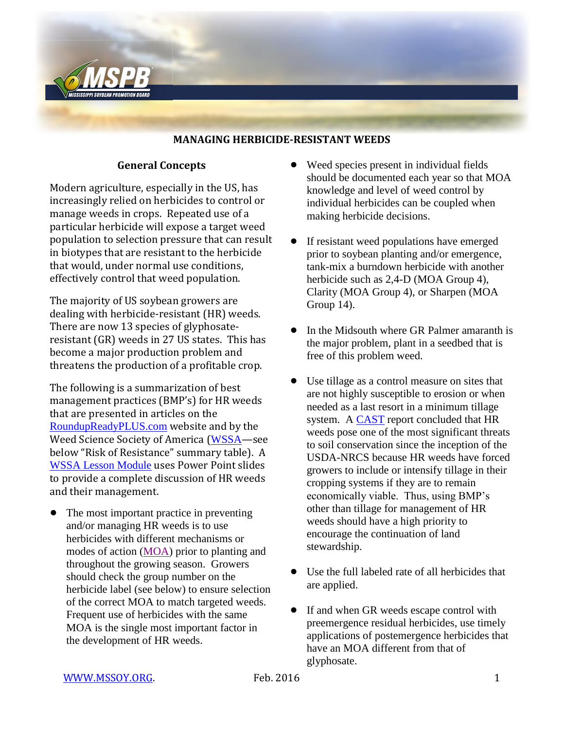# MANAGING HERBICIDE-RESISTANT WEEDS

## General Concepts

Modern agriculture, especially in the US, has increasingly relied on herbicides to control or manage weeds in crops. Repeated use of a particular herbicide will expose a target weed population to selection pressure that can result in biotypes that are resistant to the herbicide that would, under normal use conditions, effectively control that weed population.

The majority of US soybean growers are dealing with herbicide-resistant (HR) weeds. There are now 13 species of glyphosate-resistant (GR) weeds in 27 US states. This has become a major production problem and threatens the production of a profitable crop.

The following is a summarization of best management practices (BMP's) for HR weeds that are presented in articles on the RoundupReadyPLUS.com website and by the Weed Science Society of America (WSSA—see below "Risk of Resistance" summary table). A WSSA Lesson Module uses Power Point slides to provide a complete discussion of HR weeds and their management.

- The most important practice in preventing and/or managing HR weeds is to use herbicides with different mechanisms or modes of action (MOA) prior to planting and throughout the growing season. Growers should check the group number on the herbicide label (see below) to ensure selection of the correct MOA to match targeted weeds. Frequent use of herbicides with the same MOA is the single most important factor in the development of HR weeds.
- Weed species present in individual fields should be documented each year so that MOA knowledge and level of weed control by individual herbicides can be coupled when making herbicide decisions.
- If resistant weed populations have emerged prior to soybean planting and/or emergence, tank-mix a burndown herbicide with another herbicide such as 2,4-D (MOA Group 4), Clarity (MOA Group 4), or Sharpen (MOA Group 14).
- In the Midsouth where GR Palmer amaranth is the major problem, plant in a seedbed that is free of this problem weed.
- Use tillage as a control measure on sites that are not highly susceptible to erosion or when needed as a last resort in a minimum tillage system. A CAST report concluded that HR weeds pose one of the most significant threats to soil conservation since the inception of the USDA-NRCS because HR weeds have forced growers to include or intensify tillage in their cropping systems if they are to remain economically viable. Thus, using BMP's other than tillage for management of HR weeds should have a high priority to encourage the continuation of land stewardship.
- Use the full labeled rate of all herbicides that are applied.
- If and when GR weeds escape control with preemergence residual herbicides, use timely applications of postemergence herbicides that have an MOA different from that of glyphosate.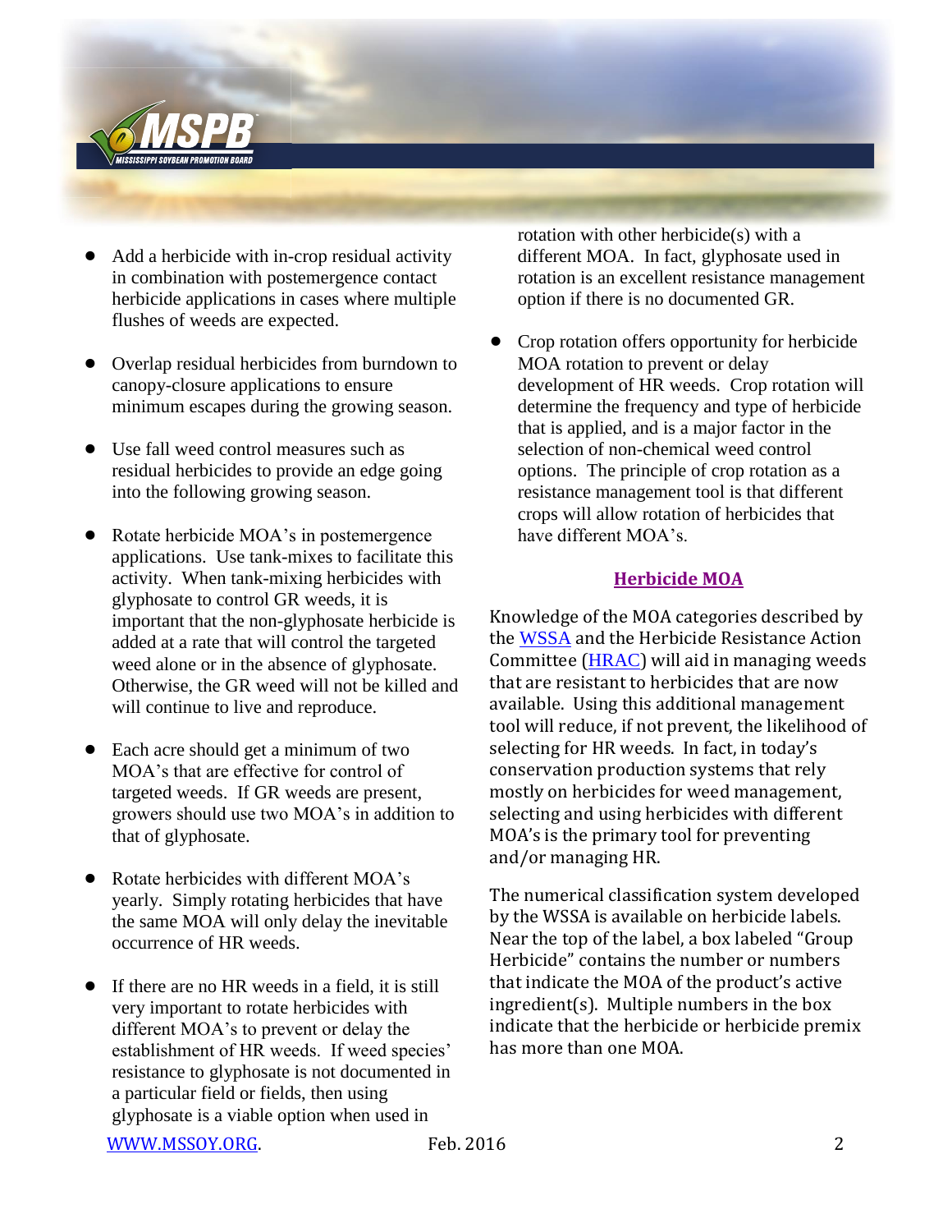- Add a herbicide with in-crop residual activity in combination with postemergence contact herbicide applications in cases where multiple flushes of weeds are expected.

- Overlap residual herbicides from burndown to canopy-closure applications to ensure minimum escapes during the growing season.

- Use fall weed control measures such as residual herbicides to provide an edge going into the following growing season.

- Rotate herbicide MOA's in postemergence applications. Use tank-mixes to facilitate this activity. When tank-mixing herbicides with glyphosate to control GR weeds, it is important that the non-glyphosate herbicide is added at a rate that will control the targeted weed alone or in the absence of glyphosate. Otherwise, the GR weed will not be killed and will continue to live and reproduce.

- Each acre should get a minimum of two MOA's that are effective for control of targeted weeds. If GR weeds are present, growers should use two MOA's in addition to that of glyphosate.

- Rotate herbicides with different MOA's yearly. Simply rotating herbicides that have the same MOA will only delay the inevitable occurrence of HR weeds.

- If there are no HR weeds in a field, it is still very important to rotate herbicides with different MOA's to prevent or delay the establishment of HR weeds. If weed species' resistance to glyphosate is not documented in a particular field or fields, then using glyphosate is a viable option when used in rotation with other herbicide(s) with a different MOA. In fact, glyphosate used in rotation is an excellent resistance management option if there is no documented GR.

- Crop rotation offers opportunity for herbicide MOA rotation to prevent or delay development of HR weeds. Crop rotation will determine the frequency and type of herbicide that is applied, and is a major factor in the selection of non-chemical weed control options. The principle of crop rotation as a resistance management tool is that different crops will allow rotation of herbicides that have different MOA's.

## Herbicide MOA

Knowledge of the MOA categories described by the WSSA and the Herbicide Resistance Action Committee (HRAC) will aid in managing weeds that are resistant to herbicides that are now available. Using this additional management tool will reduce, if not prevent, the likelihood of selecting for HR weeds. In fact, in today's conservation production systems that rely mostly on herbicides for weed management, selecting and using herbicides with different MOA's is the primary tool for preventing and/or managing HR.

The numerical classification system developed by the WSSA is available on herbicide labels. Near the top of the label, a box labeled "Group Herbicide" contains the number or numbers that indicate the MOA of the product's active ingredient(s). Multiple numbers in the box indicate that the herbicide or herbicide premix has more than one MOA.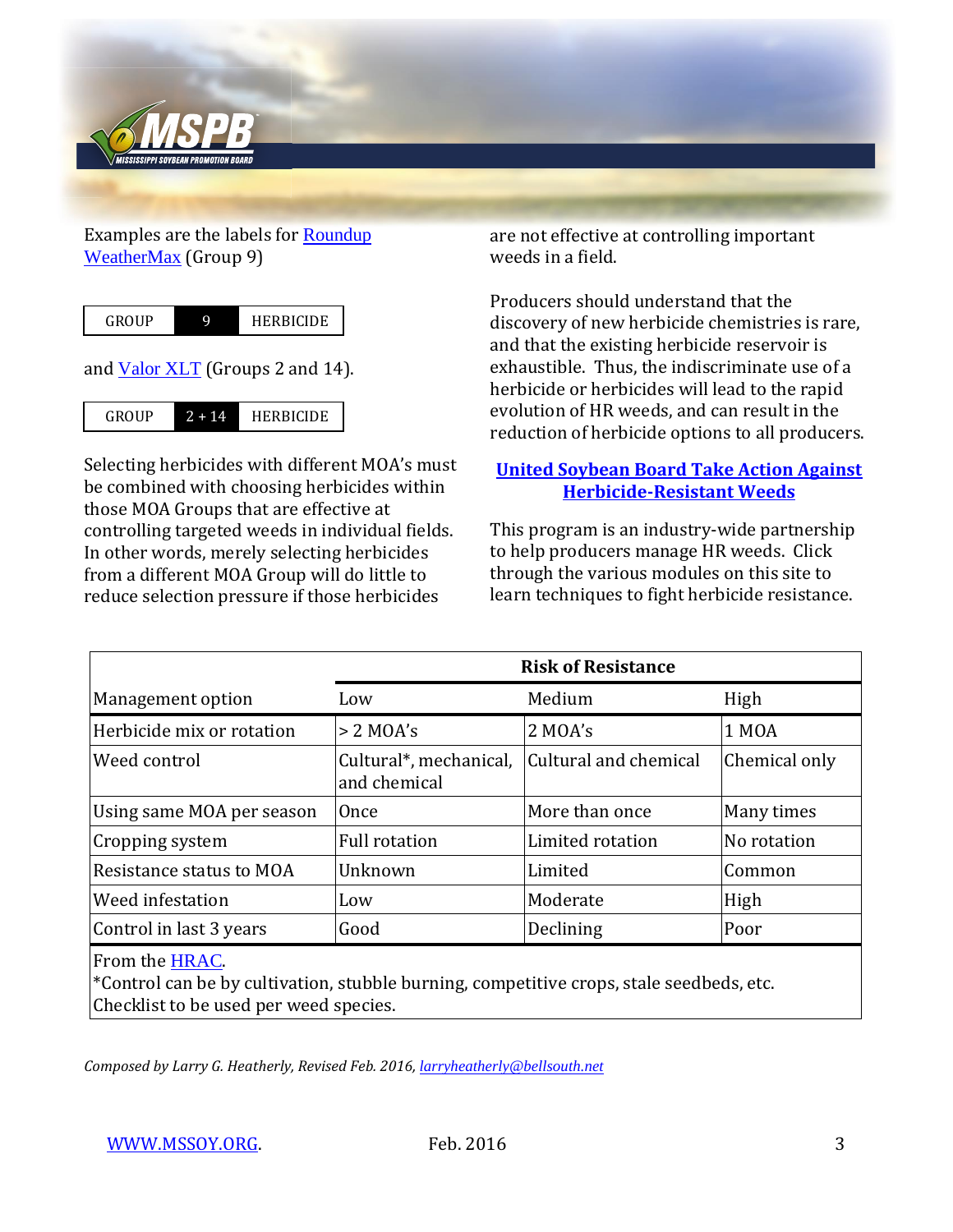Examples are the labels for [Roundup WeatherMax] (Group 9)

| GROUP | 9 | HERBICIDE |
|---|---|---|

and [Valor XLT] (Groups 2 and 14).

| GROUP | 2 + 14 | HERBICIDE |
|---|---|---|

Selecting herbicides with different MOA's must be combined with choosing herbicides within those MOA Groups that are effective at controlling targeted weeds in individual fields. In other words, merely selecting herbicides from a different MOA Group will do little to reduce selection pressure if those herbicides are not effective at controlling important weeds in a field.

Producers should understand that the discovery of new herbicide chemistries is rare, and that the existing herbicide reservoir is exhaustible. Thus, the indiscriminate use of a herbicide or herbicides will lead to the rapid evolution of HR weeds, and can result in the reduction of herbicide options to all producers.

**United Soybean Board Take Action Against Herbicide-Resistant Weeds**

This program is an industry-wide partnership to help producers manage HR weeds. Click through the various modules on this site to learn techniques to fight herbicide resistance.

| | **Risk of Resistance** | | |
|---|---|---|---|
| Management option | Low | Medium | High |
| Herbicide mix or rotation | > 2 MOA's | 2 MOA's | 1 MOA |
| Weed control | Cultural*, mechanical, and chemical | Cultural and chemical | Chemical only |
| Using same MOA per season | Once | More than once | Many times |
| Cropping system | Full rotation | Limited rotation | No rotation |
| Resistance status to MOA | Unknown | Limited | Common |
| Weed infestation | Low | Moderate | High |
| Control in last 3 years | Good | Declining | Poor |

From the HRAC.
*Control can be by cultivation, stubble burning, competitive crops, stale seedbeds, etc.
Checklist to be used per weed species.

*Composed by Larry G. Heatherly, Revised Feb. 2016, larryheatherly@bellsouth.net*

WWW.MSSOY.ORG. Feb. 2016